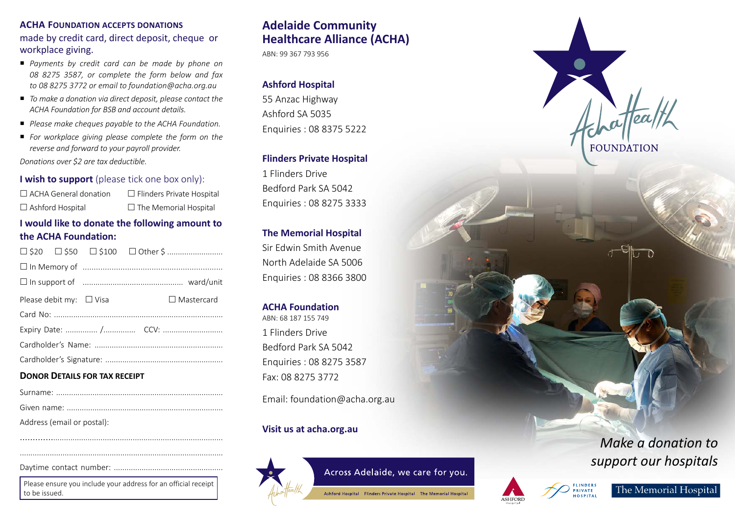## ACHA Foundation accepts donations

made by credit card, direct deposit, cheque or workplace giving.

- *Payments by credit card can be made by phone on 08 8275 3587, or complete the form below and fax to 08 8275 3772 or email to foundation@acha.org.au*
- *To make a donation via direct deposit, please contact the ACHA Foundation for BSB and account details.*
- *Please make cheques payable to the ACHA Foundation.*
- *For workplace giving please complete the form on the reverse and forward to your payroll provider.*

*Donations over $2 are tax deductible.*

### **I wish to support** (please tick one box only):

☐ ACHA General donation ☐ Flinders Private Hospital

☐ Ashford Hospital ☐ The Memorial Hospital

### I would like to donate the following amount to the ACHA Foundation:

☐ $20 ☐ $50 ☐ $100 ☐ Other $ ..........................

☐ In Memory of ...............................................................

☐ In support of .............................................. ward/unit

Please debit my: ☐ Visa ☐ Mastercard

Card No: ..............................................................................

Expiry Date: ............... /............... CCV: ............................

Cardholder's Name: ............................................................

Cardholder's Signature: .......................................................

### Donor Details for Tax Receipt

Surname: .............................................................................

Given name: .........................................................................

Address (email or postal):

...............................................................................................

...............................................................................................

Daytime contact number: ...................................................

Please ensure you include your address for an official receipt to be issued.

## Adelaide Community Healthcare Alliance (ACHA)

ABN: 99 367 793 956

### Ashford Hospital

55 Anzac Highway
Ashford SA 5035
Enquiries : 08 8375 5222

### Flinders Private Hospital

1 Flinders Drive
Bedford Park SA 5042
Enquiries : 08 8275 3333

### The Memorial Hospital

Sir Edwin Smith Avenue
North Adelaide SA 5006
Enquiries : 08 8366 3800

### ACHA Foundation

ABN: 68 187 155 749

1 Flinders Drive
Bedford Park SA 5042
Enquiries : 08 8275 3587
Fax: 08 8275 3772

Email: foundation@acha.org.au

**Visit us at acha.org.au**

Across Adelaide, we care for you.

Ashford Hospital Flinders Private Hospital The Memorial Hospital

AchaHealth FOUNDATION

*Make a donation to support our hospitals*

Ashford Hospital Flinders Private Hospital The Memorial Hospital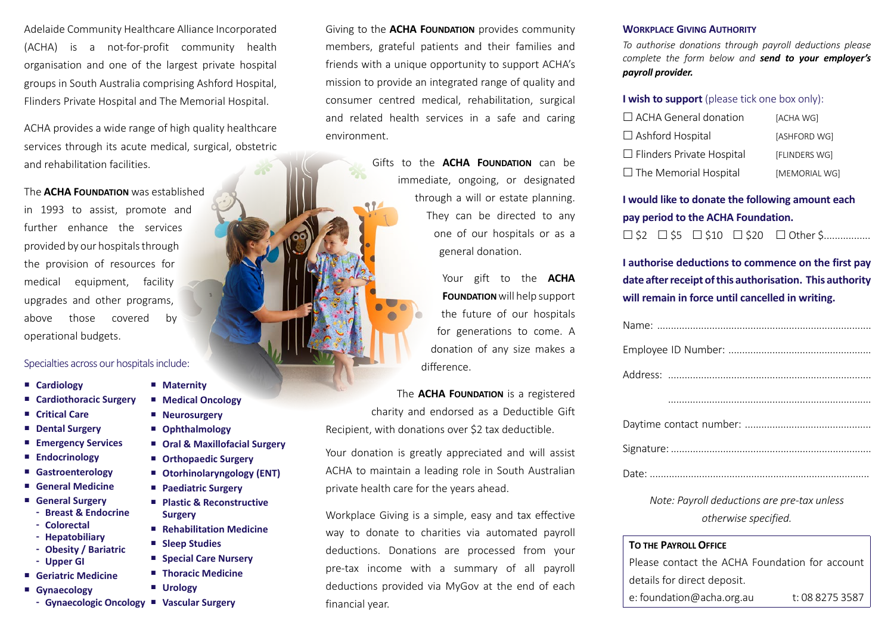Adelaide Community Healthcare Alliance Incorporated (ACHA) is a not-for-profit community health organisation and one of the largest private hospital groups in South Australia comprising Ashford Hospital, Flinders Private Hospital and The Memorial Hospital.

ACHA provides a wide range of high quality healthcare services through its acute medical, surgical, obstetric and rehabilitation facilities.

The **ACHA Foundation** was established in 1993 to assist, promote and further enhance the services provided by our hospitals through the provision of resources for medical equipment, facility upgrades and other programs, above those covered by operational budgets.

Specialties across our hospitals include:

- **Cardiology**
- **Cardiothoracic Surgery**
- **Critical Care**
- **Dental Surgery**
- **Emergency Services**
- **Endocrinology**
- **Gastroenterology**
- **General Medicine**
- **General Surgery**
  - **Breast & Endocrine**
  - **Colorectal**
  - **Hepatobiliary**
  - **Obesity / Bariatric**
  - **Upper GI**
- **Geriatric Medicine**
- **Gynaecology**
  - **Gynaecologic Oncology**
- **Maternity**
- **Medical Oncology**
- **Neurosurgery**
- **Ophthalmology**
- **Oral & Maxillofacial Surgery**
- **Orthopaedic Surgery**
- **Otorhinolaryngology (ENT)**
- **Paediatric Surgery**
- **Plastic & Reconstructive Surgery**
- **Rehabilitation Medicine**
- **Sleep Studies**
- **Special Care Nursery**
- **Thoracic Medicine**
- **Urology**
- **Vascular Surgery**

Giving to the **ACHA Foundation** provides community members, grateful patients and their families and friends with a unique opportunity to support ACHA's mission to provide an integrated range of quality and consumer centred medical, rehabilitation, surgical and related health services in a safe and caring environment.

Gifts to the **ACHA Foundation** can be immediate, ongoing, or designated through a will or estate planning. They can be directed to any one of our hospitals or as a general donation.

Your gift to the **ACHA Foundation** will help support the future of our hospitals for generations to come. A donation of any size makes a difference.

The **ACHA Foundation** is a registered charity and endorsed as a Deductible Gift Recipient, with donations over $2 tax deductible.

Your donation is greatly appreciated and will assist ACHA to maintain a leading role in South Australian private health care for the years ahead.

Workplace Giving is a simple, easy and tax effective way to donate to charities via automated payroll deductions. Donations are processed from your pre-tax income with a summary of all payroll deductions provided via MyGov at the end of each financial year.

## Workplace Giving Authority

*To authorise donations through payroll deductions please complete the form below and* ***send to your employer's payroll provider.***

**I wish to support** (please tick one box only):

| | |
|---|---|
| ☐ ACHA General donation | [ACHA WG] |
| ☐ Ashford Hospital | [ASHFORD WG] |
| ☐ Flinders Private Hospital | [FLINDERS WG] |
| ☐ The Memorial Hospital | [MEMORIAL WG] |

**I would like to donate the following amount each pay period to the ACHA Foundation.**

☐ $2 ☐ $5 ☐ $10 ☐ $20 ☐ Other $.................

**I authorise deductions to commence on the first pay date after receipt of this authorisation. This authority will remain in force until cancelled in writing.**

Name: ..........................................................................

Employee ID Number: ..................................................

Address: .......................................................................

.......................................................................

Daytime contact number: ...........................................

Signature: ....................................................................

Date: ............................................................................

*Note: Payroll deductions are pre-tax unless otherwise specified.*

**To the Payroll Office**

Please contact the ACHA Foundation for account details for direct deposit.

e: foundation@acha.org.au t: 08 8275 3587